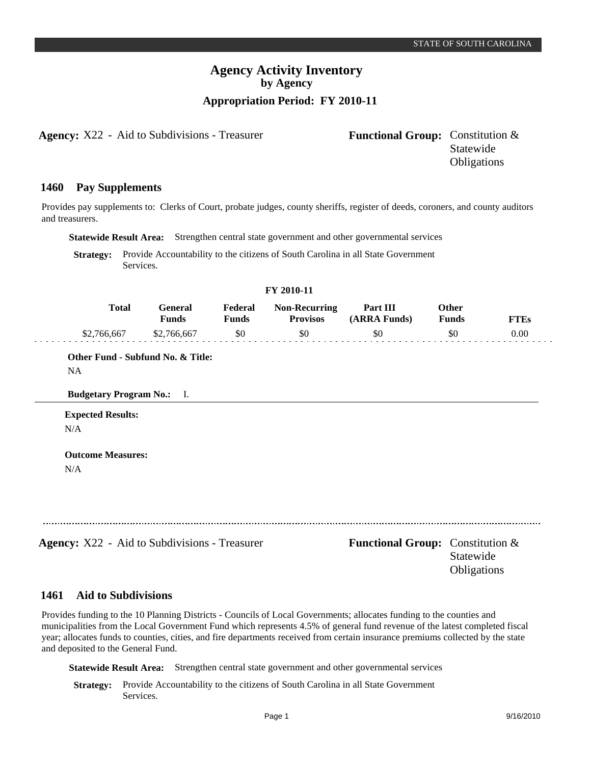STATE OF SOUTH CAROLINA

# Agency Activity Inventory
## by Agency
### Appropriation Period: FY 2010-11

**Agency:** X22 - Aid to Subdivisions - Treasurer **Functional Group:** Constitution & Statewide Obligations

## 1460 Pay Supplements

Provides pay supplements to: Clerks of Court, probate judges, county sheriffs, register of deeds, coroners, and county auditors and treasurers.

**Statewide Result Area:** Strengthen central state government and other governmental services

**Strategy:** Provide Accountability to the citizens of South Carolina in all State Government Services.

**FY 2010-11**

| Total | General Funds | Federal Funds | Non-Recurring Provisos | Part III (ARRA Funds) | Other Funds | FTEs |
|---|---|---|---|---|---|---|
| $2,766,667 | $2,766,667 | $0 | $0 | $0 | $0 | 0.00 |

**Other Fund - Subfund No. & Title:**
NA

**Budgetary Program No.:** I.

**Expected Results:**
N/A

**Outcome Measures:**
N/A

---

**Agency:** X22 - Aid to Subdivisions - Treasurer **Functional Group:** Constitution & Statewide Obligations

## 1461 Aid to Subdivisions

Provides funding to the 10 Planning Districts - Councils of Local Governments; allocates funding to the counties and municipalities from the Local Government Fund which represents 4.5% of general fund revenue of the latest completed fiscal year; allocates funds to counties, cities, and fire departments received from certain insurance premiums collected by the state and deposited to the General Fund.

**Statewide Result Area:** Strengthen central state government and other governmental services

**Strategy:** Provide Accountability to the citizens of South Carolina in all State Government Services.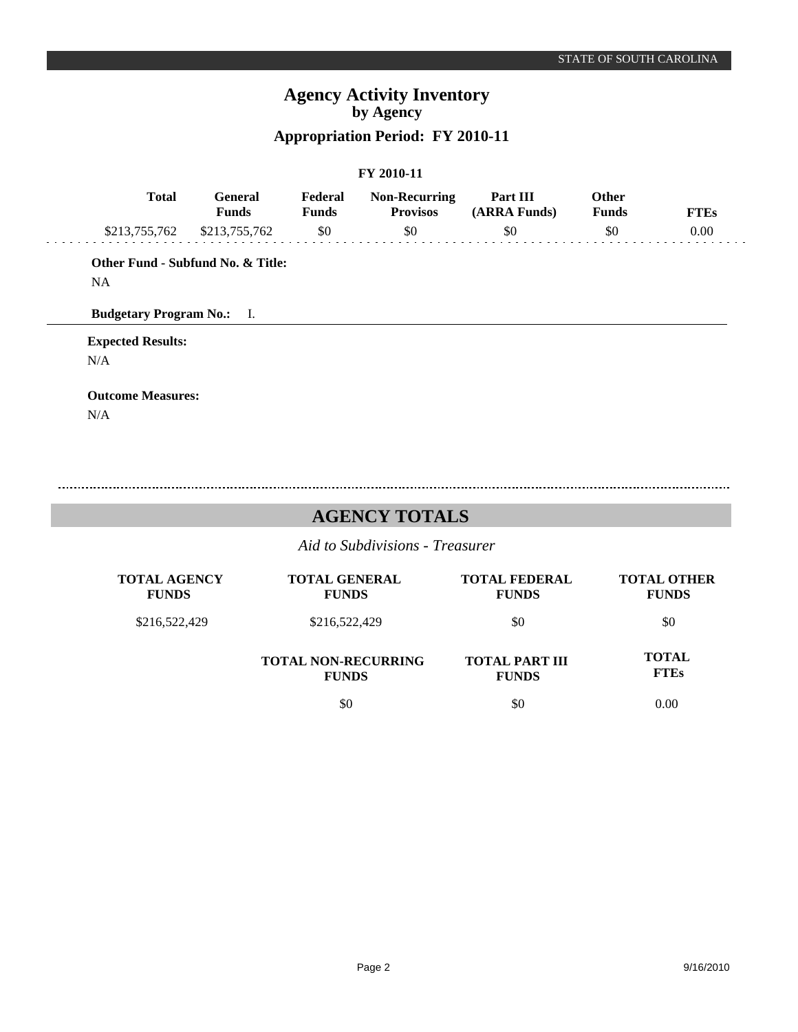STATE OF SOUTH CAROLINA

# Agency Activity Inventory
## by Agency

## Appropriation Period: FY 2010-11

**FY 2010-11**

| Total | General Funds | Federal Funds | Non-Recurring Provisos | Part III (ARRA Funds) | Other Funds | FTEs |
|---|---|---|---|---|---|---|
| $213,755,762 | $213,755,762 | $0 | $0 | $0 | $0 | 0.00 |

**Other Fund - Subfund No. & Title:**

NA

**Budgetary Program No.:** I.

**Expected Results:**

N/A

**Outcome Measures:**

N/A

## AGENCY TOTALS

*Aid to Subdivisions - Treasurer*

| TOTAL AGENCY FUNDS | TOTAL GENERAL FUNDS | TOTAL FEDERAL FUNDS | TOTAL OTHER FUNDS |
|---|---|---|---|
| $216,522,429 | $216,522,429 | $0 | $0 |

| | TOTAL NON-RECURRING FUNDS | TOTAL PART III FUNDS | TOTAL FTEs |
|---|---|---|---|
| | $0 | $0 | 0.00 |

9/16/2010